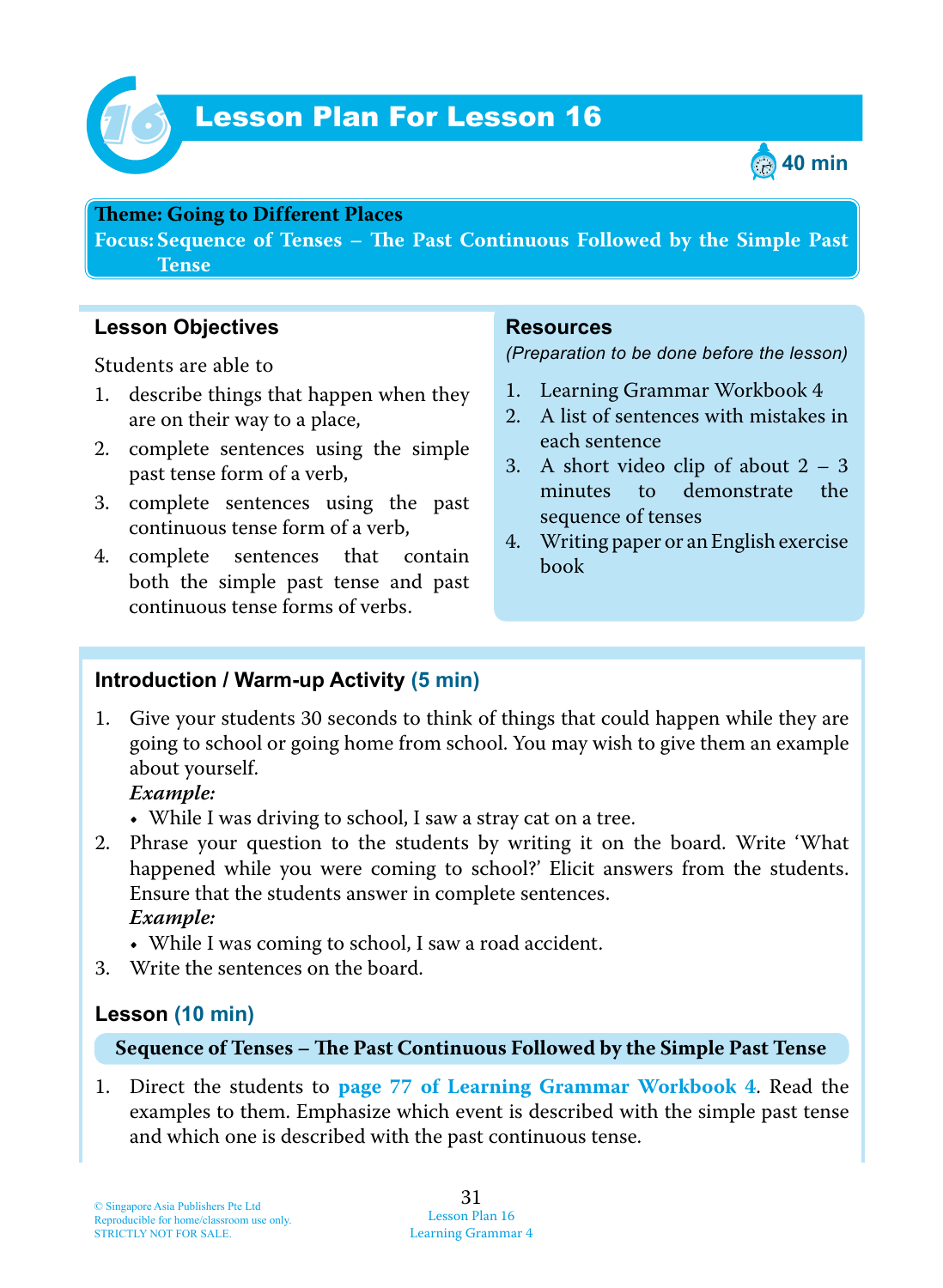# Lesson Plan For Lesson 16

40 min

**Theme: Going to Different Places**
**Focus: Sequence of Tenses – The Past Continuous Followed by the Simple Past Tense**

## Lesson Objectives

Students are able to

1. describe things that happen when they are on their way to a place,
2. complete sentences using the simple past tense form of a verb,
3. complete sentences using the past continuous tense form of a verb,
4. complete sentences that contain both the simple past tense and past continuous tense forms of verbs.

## Resources

*(Preparation to be done before the lesson)*

1. Learning Grammar Workbook 4
2. A list of sentences with mistakes in each sentence
3. A short video clip of about 2 – 3 minutes to demonstrate the sequence of tenses
4. Writing paper or an English exercise book

## Introduction / Warm-up Activity (5 min)

1. Give your students 30 seconds to think of things that could happen while they are going to school or going home from school. You may wish to give them an example about yourself.
   ***Example:***
   - While I was driving to school, I saw a stray cat on a tree.
2. Phrase your question to the students by writing it on the board. Write 'What happened while you were coming to school?' Elicit answers from the students. Ensure that the students answer in complete sentences.
   ***Example:***
   - While I was coming to school, I saw a road accident.
3. Write the sentences on the board.

## Lesson (10 min)

**Sequence of Tenses – The Past Continuous Followed by the Simple Past Tense**

1. Direct the students to **page 77 of Learning Grammar Workbook 4**. Read the examples to them. Emphasize which event is described with the simple past tense and which one is described with the past continuous tense.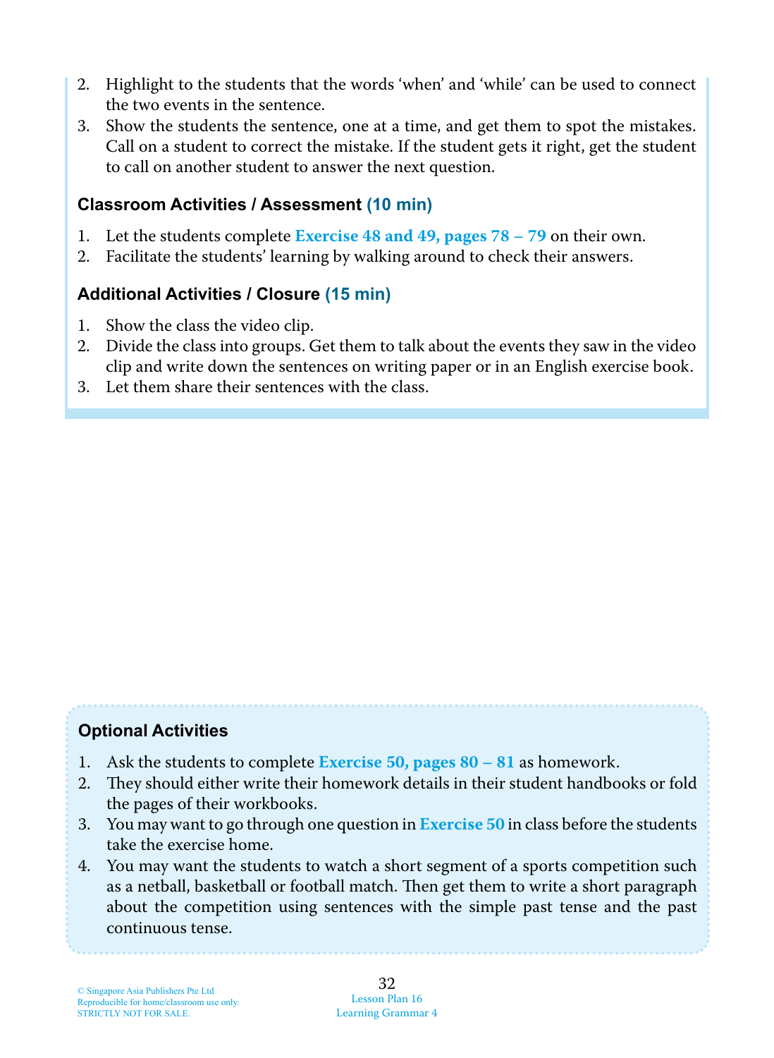2. Highlight to the students that the words 'when' and 'while' can be used to connect the two events in the sentence.
3. Show the students the sentence, one at a time, and get them to spot the mistakes. Call on a student to correct the mistake. If the student gets it right, get the student to call on another student to answer the next question.

### Classroom Activities / Assessment (10 min)

1. Let the students complete **Exercise 48 and 49, pages 78 – 79** on their own.
2. Facilitate the students' learning by walking around to check their answers.

### Additional Activities / Closure (15 min)

1. Show the class the video clip.
2. Divide the class into groups. Get them to talk about the events they saw in the video clip and write down the sentences on writing paper or in an English exercise book.
3. Let them share their sentences with the class.

### Optional Activities

1. Ask the students to complete **Exercise 50, pages 80 – 81** as homework.
2. They should either write their homework details in their student handbooks or fold the pages of their workbooks.
3. You may want to go through one question in **Exercise 50** in class before the students take the exercise home.
4. You may want the students to watch a short segment of a sports competition such as a netball, basketball or football match. Then get them to write a short paragraph about the competition using sentences with the simple past tense and the past continuous tense.

© Singapore Asia Publishers Pte Ltd
Reproducible for home/classroom use only.
STRICTLY NOT FOR SALE.